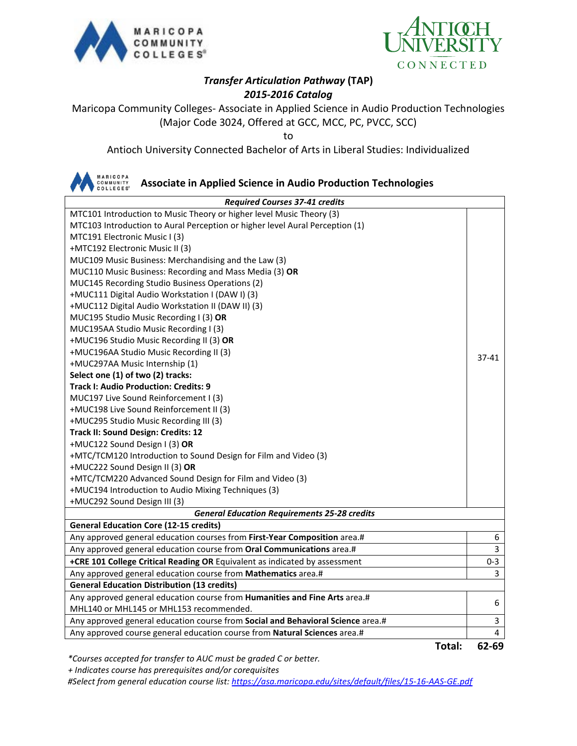# *Transfer Articulation Pathway* (TAP)

## *2015-2016 Catalog*

Maricopa Community Colleges- Associate in Applied Science in Audio Production Technologies
(Major Code 3024, Offered at GCC, MCC, PC, PVCC, SCC)

to

Antioch University Connected Bachelor of Arts in Liberal Studies: Individualized

## Associate in Applied Science in Audio Production Technologies

| ***Required Courses 37-41 credits*** | |
|---|---|
| MTC101 Introduction to Music Theory or higher level Music Theory (3)<br>MTC103 Introduction to Aural Perception or higher level Aural Perception (1)<br>MTC191 Electronic Music I (3)<br>+MTC192 Electronic Music II (3)<br>MUC109 Music Business: Merchandising and the Law (3)<br>MUC110 Music Business: Recording and Mass Media (3) **OR**<br>MUC145 Recording Studio Business Operations (2)<br>+MUC111 Digital Audio Workstation I (DAW I) (3)<br>+MUC112 Digital Audio Workstation II (DAW II) (3)<br>MUC195 Studio Music Recording I (3) **OR**<br>MUC195AA Studio Music Recording I (3)<br>+MUC196 Studio Music Recording II (3) **OR**<br>+MUC196AA Studio Music Recording II (3)<br>+MUC297AA Music Internship (1)<br>**Select one (1) of two (2) tracks:**<br>**Track I: Audio Production: Credits: 9**<br>MUC197 Live Sound Reinforcement I (3)<br>+MUC198 Live Sound Reinforcement II (3)<br>+MUC295 Studio Music Recording III (3)<br>**Track II: Sound Design: Credits: 12**<br>+MUC122 Sound Design I (3) **OR**<br>+MTC/TCM120 Introduction to Sound Design for Film and Video (3)<br>+MUC222 Sound Design II (3) **OR**<br>+MTC/TCM220 Advanced Sound Design for Film and Video (3)<br>+MUC194 Introduction to Audio Mixing Techniques (3)<br>+MUC292 Sound Design III (3) | 37-41 |
| ***General Education Requirements 25-28 credits*** | |
| **General Education Core (12-15 credits)** | |
| Any approved general education courses from **First-Year Composition** area.# | 6 |
| Any approved general education course from **Oral Communications** area.# | 3 |
| **+CRE 101 College Critical Reading OR** Equivalent as indicated by assessment | 0-3 |
| Any approved general education course from **Mathematics** area.# | 3 |
| **General Education Distribution (13 credits)** | |
| Any approved general education course from **Humanities and Fine Arts** area.#<br>MHL140 or MHL145 or MHL153 recommended. | 6 |
| Any approved general education course from **Social and Behavioral Science** area.# | 3 |
| Any approved course general education course from **Natural Sciences** area.# | 4 |
| **Total:** | **62-69** |

*\*Courses accepted for transfer to AUC must be graded C or better.*

*+ Indicates course has prerequisites and/or corequisites*

*#Select from general education course list: https://asa.maricopa.edu/sites/default/files/15-16-AAS-GE.pdf*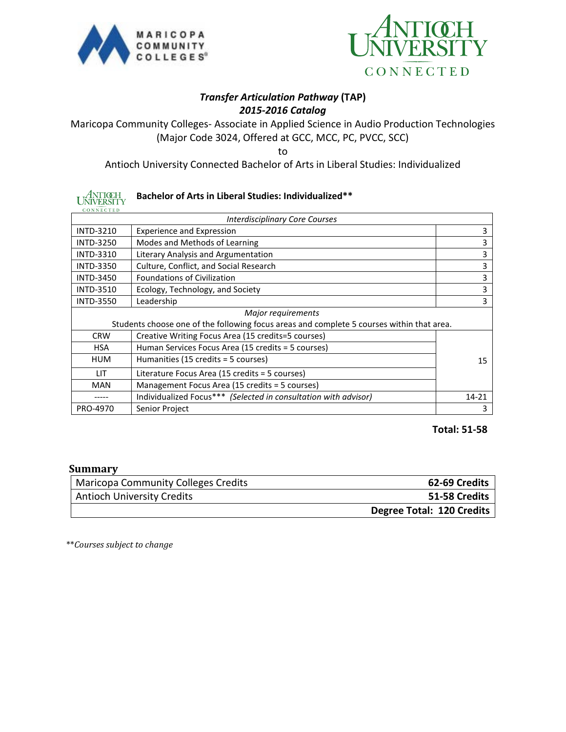*Transfer Articulation Pathway* **(TAP)**

***2015-2016 Catalog***

Maricopa Community Colleges- Associate in Applied Science in Audio Production Technologies (Major Code 3024, Offered at GCC, MCC, PC, PVCC, SCC)

to

Antioch University Connected Bachelor of Arts in Liberal Studies: Individualized

**Bachelor of Arts in Liberal Studies: Individualized****

| | | |
|---|---|---|
| *Interdisciplinary Core Courses* | | |
| INTD-3210 | Experience and Expression | 3 |
| INTD-3250 | Modes and Methods of Learning | 3 |
| INTD-3310 | Literary Analysis and Argumentation | 3 |
| INTD-3350 | Culture, Conflict, and Social Research | 3 |
| INTD-3450 | Foundations of Civilization | 3 |
| INTD-3510 | Ecology, Technology, and Society | 3 |
| INTD-3550 | Leadership | 3 |
| *Major requirements* Students choose one of the following focus areas and complete 5 courses within that area. | | |
| CRW | Creative Writing Focus Area (15 credits=5 courses) | 15 |
| HSA | Human Services Focus Area (15 credits = 5 courses) | |
| HUM | Humanities (15 credits = 5 courses) | |
| LIT | Literature Focus Area (15 credits = 5 courses) | |
| MAN | Management Focus Area (15 credits = 5 courses) | |
| ----- | Individualized Focus*** *(Selected in consultation with advisor)* | 14-21 |
| PRO-4970 | Senior Project | 3 |

**Total: 51-58**

## Summary

| | |
|---|---|
| Maricopa Community Colleges Credits | **62-69 Credits** |
| Antioch University Credits | **51-58 Credits** |
| | **Degree Total: 120 Credits** |

***Courses subject to change*